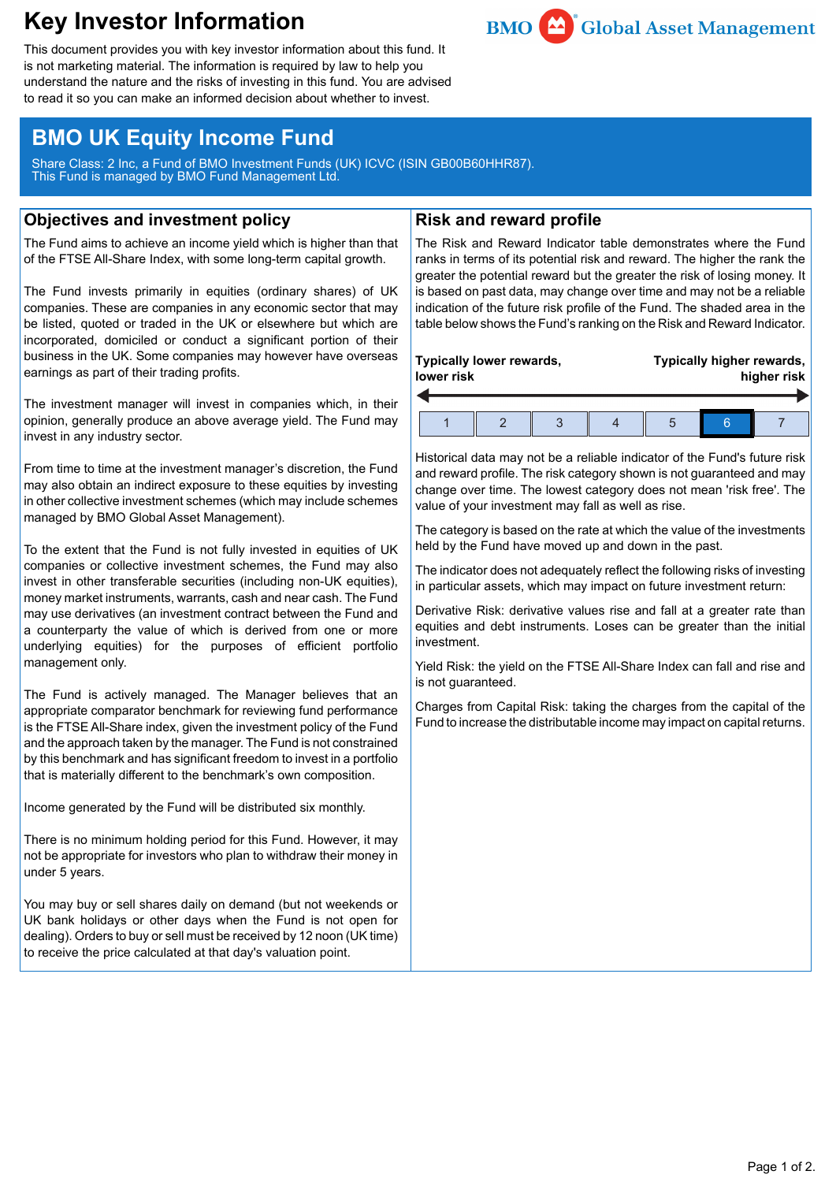# Key Investor Information

This document provides you with key investor information about this fund. It is not marketing material. The information is required by law to help you understand the nature and the risks of investing in this fund. You are advised to read it so you can make an informed decision about whether to invest.

BMO Global Asset Management

## BMO UK Equity Income Fund

Share Class: 2 Inc, a Fund of BMO Investment Funds (UK) ICVC (ISIN GB00B60HHR87).
This Fund is managed by BMO Fund Management Ltd.

## Objectives and investment policy

The Fund aims to achieve an income yield which is higher than that of the FTSE All-Share Index, with some long-term capital growth.

The Fund invests primarily in equities (ordinary shares) of UK companies. These are companies in any economic sector that may be listed, quoted or traded in the UK or elsewhere but which are incorporated, domiciled or conduct a significant portion of their business in the UK. Some companies may however have overseas earnings as part of their trading profits.

The investment manager will invest in companies which, in their opinion, generally produce an above average yield. The Fund may invest in any industry sector.

From time to time at the investment manager's discretion, the Fund may also obtain an indirect exposure to these equities by investing in other collective investment schemes (which may include schemes managed by BMO Global Asset Management).

To the extent that the Fund is not fully invested in equities of UK companies or collective investment schemes, the Fund may also invest in other transferable securities (including non-UK equities), money market instruments, warrants, cash and near cash. The Fund may use derivatives (an investment contract between the Fund and a counterparty the value of which is derived from one or more underlying equities) for the purposes of efficient portfolio management only.

The Fund is actively managed. The Manager believes that an appropriate comparator benchmark for reviewing fund performance is the FTSE All-Share index, given the investment policy of the Fund and the approach taken by the manager. The Fund is not constrained by this benchmark and has significant freedom to invest in a portfolio that is materially different to the benchmark's own composition.

Income generated by the Fund will be distributed six monthly.

There is no minimum holding period for this Fund. However, it may not be appropriate for investors who plan to withdraw their money in under 5 years.

You may buy or sell shares daily on demand (but not weekends or UK bank holidays or other days when the Fund is not open for dealing). Orders to buy or sell must be received by 12 noon (UK time) to receive the price calculated at that day's valuation point.

## Risk and reward profile

The Risk and Reward Indicator table demonstrates where the Fund ranks in terms of its potential risk and reward. The higher the rank the greater the potential reward but the greater the risk of losing money. It is based on past data, may change over time and may not be a reliable indication of the future risk profile of the Fund. The shaded area in the table below shows the Fund's ranking on the Risk and Reward Indicator.

**Typically lower rewards, lower risk** — **Typically higher rewards, higher risk**

| 1 | 2 | 3 | 4 | 5 | **6** | 7 |
|---|---|---|---|---|---|---|

Historical data may not be a reliable indicator of the Fund's future risk and reward profile. The risk category shown is not guaranteed and may change over time. The lowest category does not mean 'risk free'. The value of your investment may fall as well as rise.

The category is based on the rate at which the value of the investments held by the Fund have moved up and down in the past.

The indicator does not adequately reflect the following risks of investing in particular assets, which may impact on future investment return:

Derivative Risk: derivative values rise and fall at a greater rate than equities and debt instruments. Loses can be greater than the initial investment.

Yield Risk: the yield on the FTSE All-Share Index can fall and rise and is not guaranteed.

Charges from Capital Risk: taking the charges from the capital of the Fund to increase the distributable income may impact on capital returns.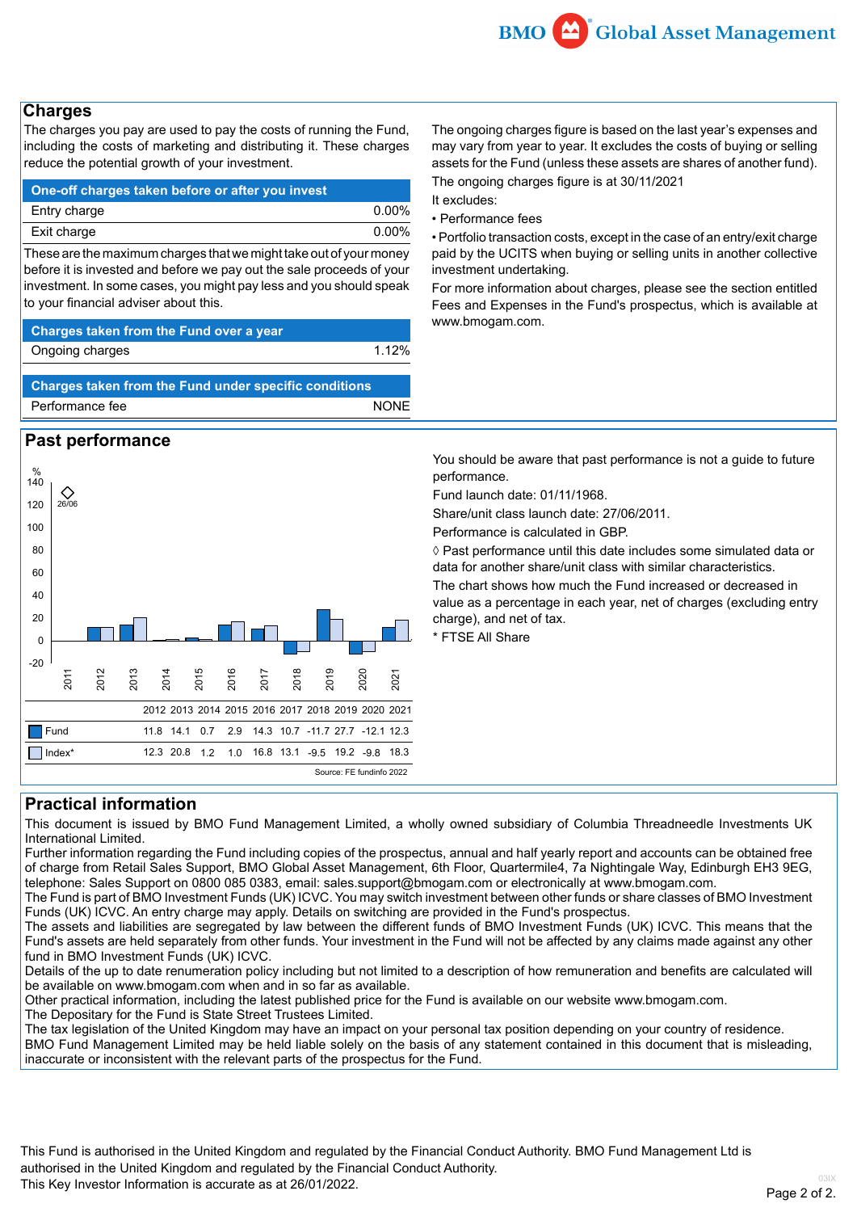## Charges

The charges you pay are used to pay the costs of running the Fund, including the costs of marketing and distributing it. These charges reduce the potential growth of your investment.

| One-off charges taken before or after you invest | |
|---|---|
| Entry charge | 0.00% |
| Exit charge | 0.00% |

These are the maximum charges that we might take out of your money before it is invested and before we pay out the sale proceeds of your investment. In some cases, you might pay less and you should speak to your financial adviser about this.

| Charges taken from the Fund over a year | |
|---|---|
| Ongoing charges | 1.12% |

| Charges taken from the Fund under specific conditions | |
|---|---|
| Performance fee | NONE |

The ongoing charges figure is based on the last year's expenses and may vary from year to year. It excludes the costs of buying or selling assets for the Fund (unless these assets are shares of another fund).

The ongoing charges figure is at 30/11/2021

It excludes:

- Performance fees
- Portfolio transaction costs, except in the case of an entry/exit charge paid by the UCITS when buying or selling units in another collective investment undertaking.

For more information about charges, please see the section entitled Fees and Expenses in the Fund's prospectus, which is available at www.bmogam.com.

## Past performance

%
140
120
100
80
60
40
20
0
-20

◊ 26/06

2011 2012 2013 2014 2015 2016 2017 2018 2019 2020 2021

| | 2012 | 2013 | 2014 | 2015 | 2016 | 2017 | 2018 | 2019 | 2020 | 2021 |
|---|---|---|---|---|---|---|---|---|---|---|
| Fund | 11.8 | 14.1 | 0.7 | 2.9 | 14.3 | 10.7 | -11.7 | 27.7 | -12.1 | 12.3 |
| Index* | 12.3 | 20.8 | 1.2 | 1.0 | 16.8 | 13.1 | -9.5 | 19.2 | -9.8 | 18.3 |

Source: FE fundinfo 2022

You should be aware that past performance is not a guide to future performance.

Fund launch date: 01/11/1968.

Share/unit class launch date: 27/06/2011.

Performance is calculated in GBP.

◊ Past performance until this date includes some simulated data or data for another share/unit class with similar characteristics.

The chart shows how much the Fund increased or decreased in value as a percentage in each year, net of charges (excluding entry charge), and net of tax.

* FTSE All Share

## Practical information

This document is issued by BMO Fund Management Limited, a wholly owned subsidiary of Columbia Threadneedle Investments UK International Limited.

Further information regarding the Fund including copies of the prospectus, annual and half yearly report and accounts can be obtained free of charge from Retail Sales Support, BMO Global Asset Management, 6th Floor, Quartermile4, 7a Nightingale Way, Edinburgh EH3 9EG, telephone: Sales Support on 0800 085 0383, email: sales.support@bmogam.com or electronically at www.bmogam.com.

The Fund is part of BMO Investment Funds (UK) ICVC. You may switch investment between other funds or share classes of BMO Investment Funds (UK) ICVC. An entry charge may apply. Details on switching are provided in the Fund's prospectus.

The assets and liabilities are segregated by law between the different funds of BMO Investment Funds (UK) ICVC. This means that the Fund's assets are held separately from other funds. Your investment in the Fund will not be affected by any claims made against any other fund in BMO Investment Funds (UK) ICVC.

Details of the up to date renumeration policy including but not limited to a description of how remuneration and benefits are calculated will be available on www.bmogam.com when and in so far as available.

Other practical information, including the latest published price for the Fund is available on our website www.bmogam.com.

The Depositary for the Fund is State Street Trustees Limited.

The tax legislation of the United Kingdom may have an impact on your personal tax position depending on your country of residence.

BMO Fund Management Limited may be held liable solely on the basis of any statement contained in this document that is misleading, inaccurate or inconsistent with the relevant parts of the prospectus for the Fund.

This Fund is authorised in the United Kingdom and regulated by the Financial Conduct Authority. BMO Fund Management Ltd is authorised in the United Kingdom and regulated by the Financial Conduct Authority.

This Key Investor Information is accurate as at 26/01/2022.